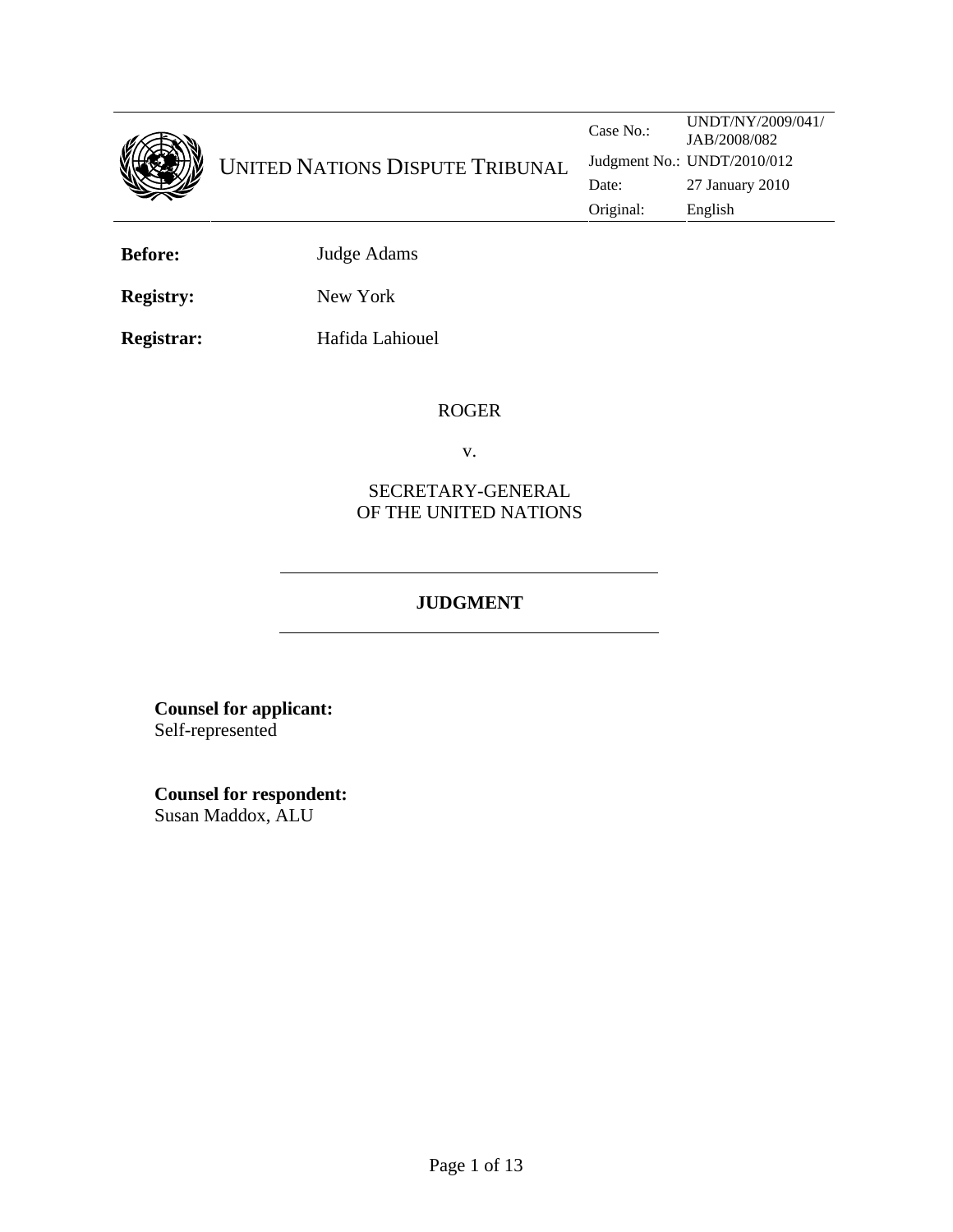UNITED NATIONS DISPUTE TRIBUNAL

| | |
|---|---|
| Case No.: | UNDT/NY/2009/041/ JAB/2008/082 |
| Judgment No.: | UNDT/2010/012 |
| Date: | 27 January 2010 |
| Original: | English |

**Before:** Judge Adams

**Registry:** New York

**Registrar:** Hafida Lahiouel

ROGER

v.

SECRETARY-GENERAL OF THE UNITED NATIONS

---

**JUDGMENT**

---

**Counsel for applicant:**
Self-represented

**Counsel for respondent:**
Susan Maddox, ALU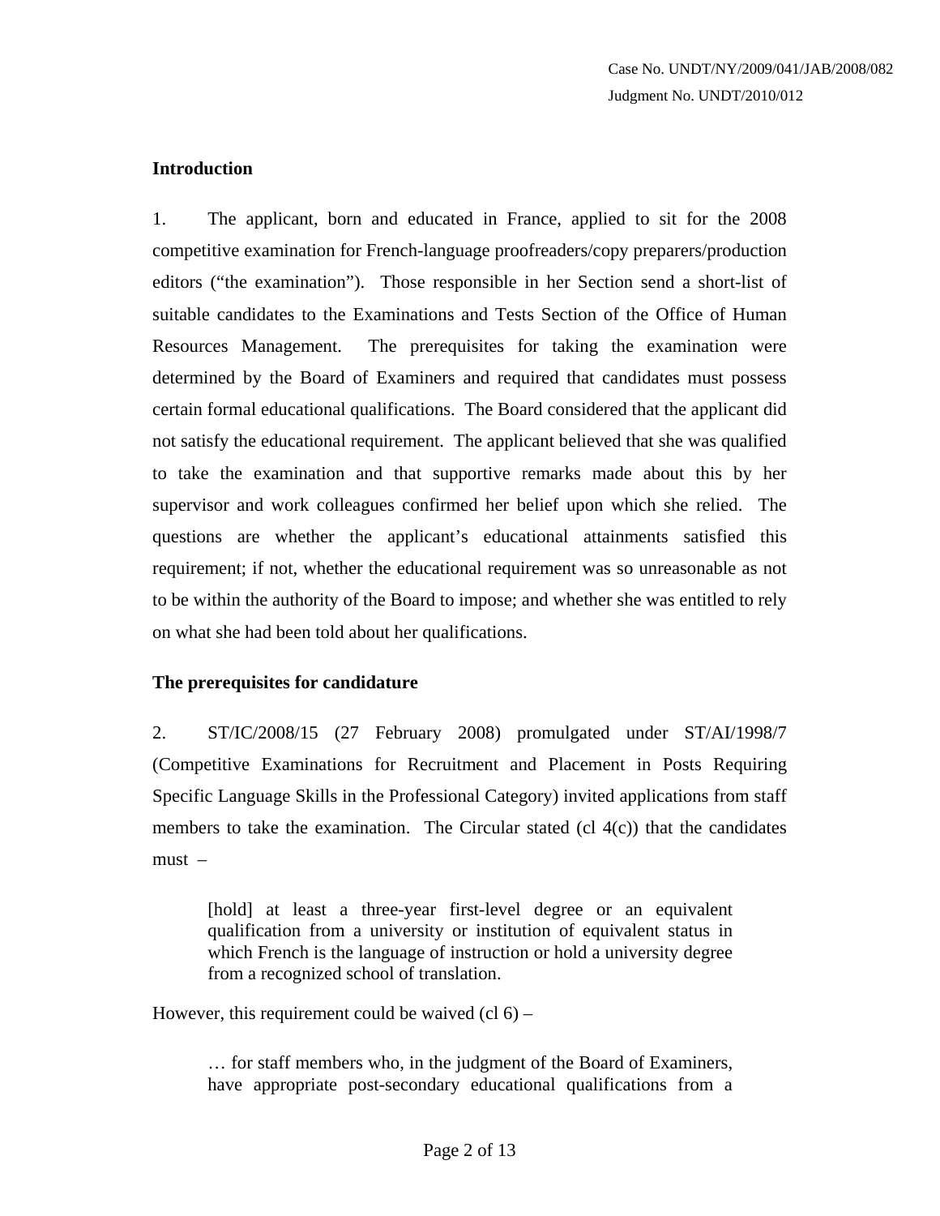## Introduction

1. The applicant, born and educated in France, applied to sit for the 2008 competitive examination for French-language proofreaders/copy preparers/production editors ("the examination"). Those responsible in her Section send a short-list of suitable candidates to the Examinations and Tests Section of the Office of Human Resources Management. The prerequisites for taking the examination were determined by the Board of Examiners and required that candidates must possess certain formal educational qualifications. The Board considered that the applicant did not satisfy the educational requirement. The applicant believed that she was qualified to take the examination and that supportive remarks made about this by her supervisor and work colleagues confirmed her belief upon which she relied. The questions are whether the applicant's educational attainments satisfied this requirement; if not, whether the educational requirement was so unreasonable as not to be within the authority of the Board to impose; and whether she was entitled to rely on what she had been told about her qualifications.

## The prerequisites for candidature

2. ST/IC/2008/15 (27 February 2008) promulgated under ST/AI/1998/7 (Competitive Examinations for Recruitment and Placement in Posts Requiring Specific Language Skills in the Professional Category) invited applications from staff members to take the examination. The Circular stated (cl 4(c)) that the candidates must –

> [hold] at least a three-year first-level degree or an equivalent qualification from a university or institution of equivalent status in which French is the language of instruction or hold a university degree from a recognized school of translation.

However, this requirement could be waived (cl 6) –

> … for staff members who, in the judgment of the Board of Examiners, have appropriate post-secondary educational qualifications from a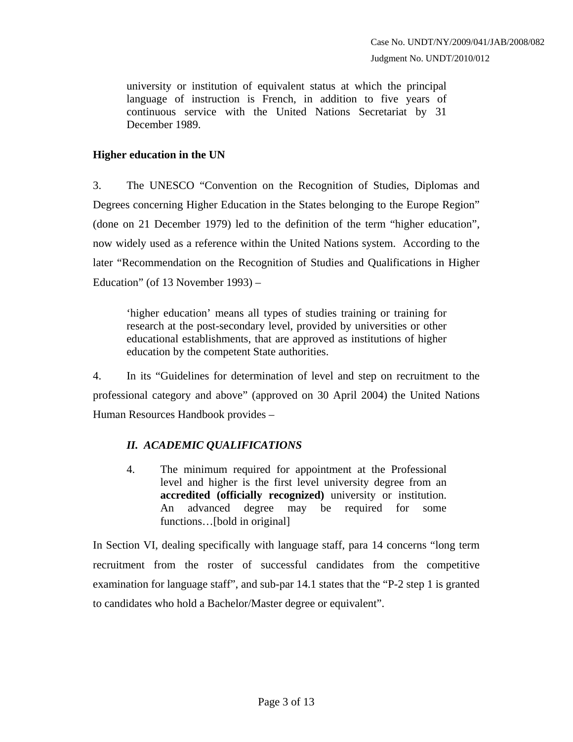> university or institution of equivalent status at which the principal language of instruction is French, in addition to five years of continuous service with the United Nations Secretariat by 31 December 1989.

**Higher education in the UN**

3. The UNESCO "Convention on the Recognition of Studies, Diplomas and Degrees concerning Higher Education in the States belonging to the Europe Region" (done on 21 December 1979) led to the definition of the term "higher education", now widely used as a reference within the United Nations system. According to the later "Recommendation on the Recognition of Studies and Qualifications in Higher Education" (of 13 November 1993) –

> 'higher education' means all types of studies training or training for research at the post-secondary level, provided by universities or other educational establishments, that are approved as institutions of higher education by the competent State authorities.

4. In its "Guidelines for determination of level and step on recruitment to the professional category and above" (approved on 30 April 2004) the United Nations Human Resources Handbook provides –

> ***II. ACADEMIC QUALIFICATIONS***
>
> 4. The minimum required for appointment at the Professional level and higher is the first level university degree from an **accredited (officially recognized)** university or institution. An advanced degree may be required for some functions…[bold in original]

In Section VI, dealing specifically with language staff, para 14 concerns "long term recruitment from the roster of successful candidates from the competitive examination for language staff", and sub-par 14.1 states that the "P-2 step 1 is granted to candidates who hold a Bachelor/Master degree or equivalent".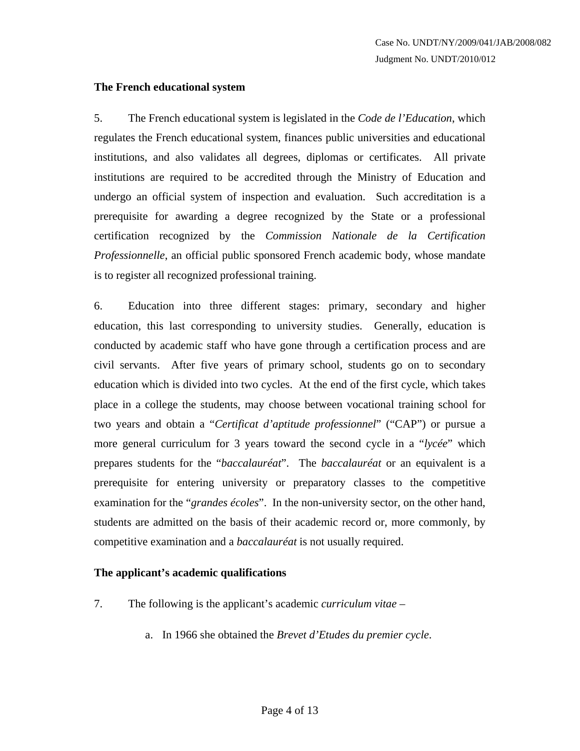**The French educational system**

5. The French educational system is legislated in the *Code de l'Education*, which regulates the French educational system, finances public universities and educational institutions, and also validates all degrees, diplomas or certificates. All private institutions are required to be accredited through the Ministry of Education and undergo an official system of inspection and evaluation. Such accreditation is a prerequisite for awarding a degree recognized by the State or a professional certification recognized by the *Commission Nationale de la Certification Professionnelle*, an official public sponsored French academic body, whose mandate is to register all recognized professional training.

6. Education into three different stages: primary, secondary and higher education, this last corresponding to university studies. Generally, education is conducted by academic staff who have gone through a certification process and are civil servants. After five years of primary school, students go on to secondary education which is divided into two cycles. At the end of the first cycle, which takes place in a college the students, may choose between vocational training school for two years and obtain a "*Certificat d'aptitude professionnel*" ("CAP") or pursue a more general curriculum for 3 years toward the second cycle in a "*lycée*" which prepares students for the "*baccalauréat*". The *baccalauréat* or an equivalent is a prerequisite for entering university or preparatory classes to the competitive examination for the "*grandes écoles*". In the non-university sector, on the other hand, students are admitted on the basis of their academic record or, more commonly, by competitive examination and a *baccalauréat* is not usually required.

**The applicant's academic qualifications**

7. The following is the applicant's academic *curriculum vitae* –

   a. In 1966 she obtained the *Brevet d'Etudes du premier cycle*.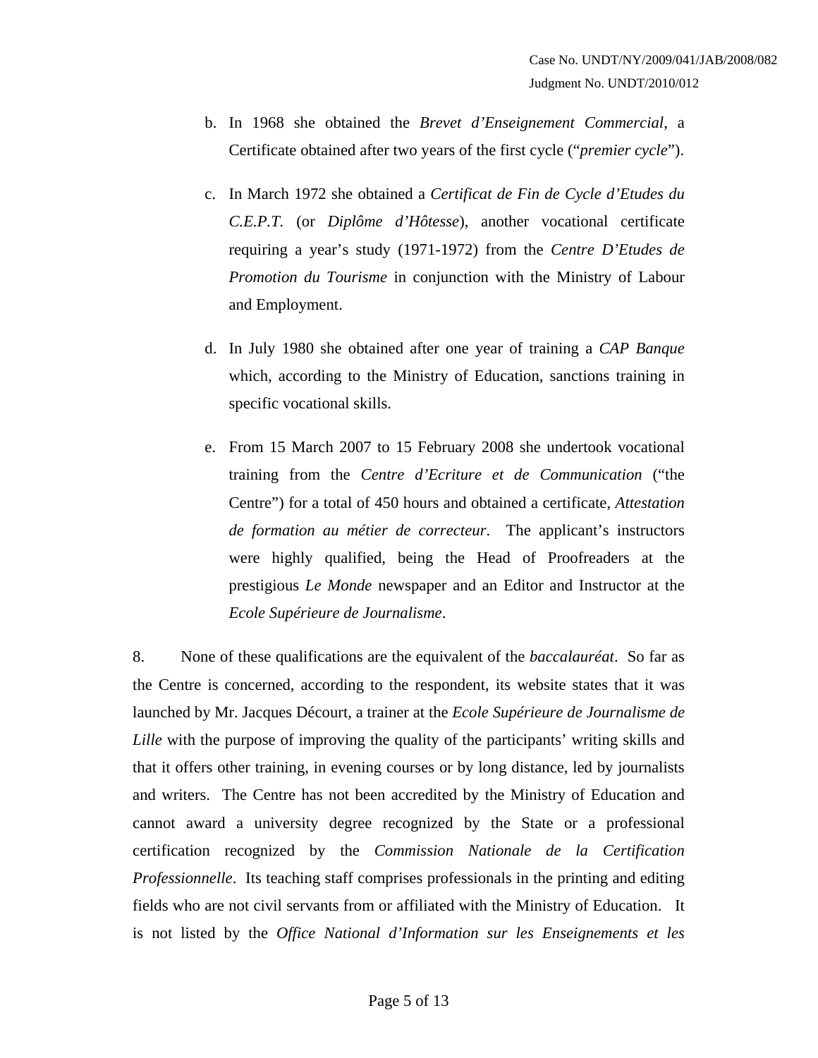b. In 1968 she obtained the *Brevet d'Enseignement Commercial*, a Certificate obtained after two years of the first cycle ("*premier cycle*").

c. In March 1972 she obtained a *Certificat de Fin de Cycle d'Etudes du C.E.P.T.* (or *Diplôme d'Hôtesse*), another vocational certificate requiring a year's study (1971-1972) from the *Centre D'Etudes de Promotion du Tourisme* in conjunction with the Ministry of Labour and Employment.

d. In July 1980 she obtained after one year of training a *CAP Banque* which, according to the Ministry of Education, sanctions training in specific vocational skills.

e. From 15 March 2007 to 15 February 2008 she undertook vocational training from the *Centre d'Ecriture et de Communication* ("the Centre") for a total of 450 hours and obtained a certificate, *Attestation de formation au métier de correcteur*. The applicant's instructors were highly qualified, being the Head of Proofreaders at the prestigious *Le Monde* newspaper and an Editor and Instructor at the *Ecole Supérieure de Journalisme*.

8. None of these qualifications are the equivalent of the *baccalauréat*. So far as the Centre is concerned, according to the respondent, its website states that it was launched by Mr. Jacques Décourt, a trainer at the *Ecole Supérieure de Journalisme de Lille* with the purpose of improving the quality of the participants' writing skills and that it offers other training, in evening courses or by long distance, led by journalists and writers. The Centre has not been accredited by the Ministry of Education and cannot award a university degree recognized by the State or a professional certification recognized by the *Commission Nationale de la Certification Professionnelle*. Its teaching staff comprises professionals in the printing and editing fields who are not civil servants from or affiliated with the Ministry of Education. It is not listed by the *Office National d'Information sur les Enseignements et les*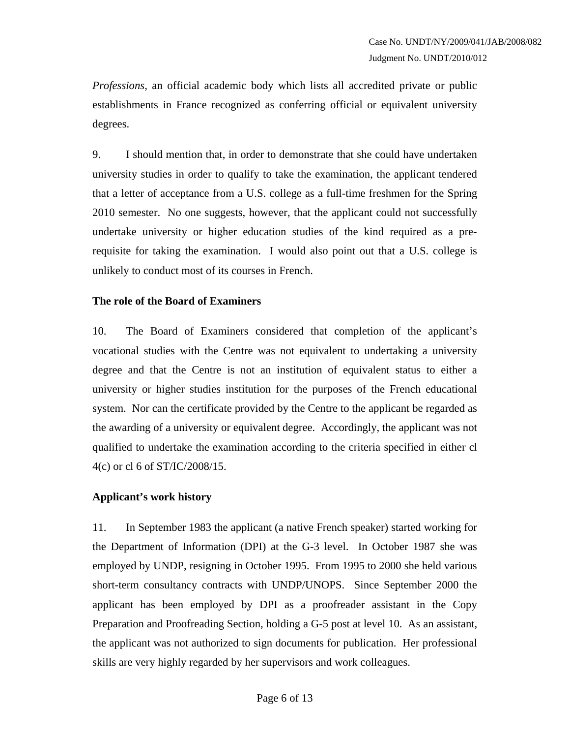*Professions*, an official academic body which lists all accredited private or public establishments in France recognized as conferring official or equivalent university degrees.

9. I should mention that, in order to demonstrate that she could have undertaken university studies in order to qualify to take the examination, the applicant tendered that a letter of acceptance from a U.S. college as a full-time freshmen for the Spring 2010 semester. No one suggests, however, that the applicant could not successfully undertake university or higher education studies of the kind required as a pre-requisite for taking the examination. I would also point out that a U.S. college is unlikely to conduct most of its courses in French.

**The role of the Board of Examiners**

10. The Board of Examiners considered that completion of the applicant's vocational studies with the Centre was not equivalent to undertaking a university degree and that the Centre is not an institution of equivalent status to either a university or higher studies institution for the purposes of the French educational system. Nor can the certificate provided by the Centre to the applicant be regarded as the awarding of a university or equivalent degree. Accordingly, the applicant was not qualified to undertake the examination according to the criteria specified in either cl 4(c) or cl 6 of ST/IC/2008/15.

**Applicant's work history**

11. In September 1983 the applicant (a native French speaker) started working for the Department of Information (DPI) at the G-3 level. In October 1987 she was employed by UNDP, resigning in October 1995. From 1995 to 2000 she held various short-term consultancy contracts with UNDP/UNOPS. Since September 2000 the applicant has been employed by DPI as a proofreader assistant in the Copy Preparation and Proofreading Section, holding a G-5 post at level 10. As an assistant, the applicant was not authorized to sign documents for publication. Her professional skills are very highly regarded by her supervisors and work colleagues.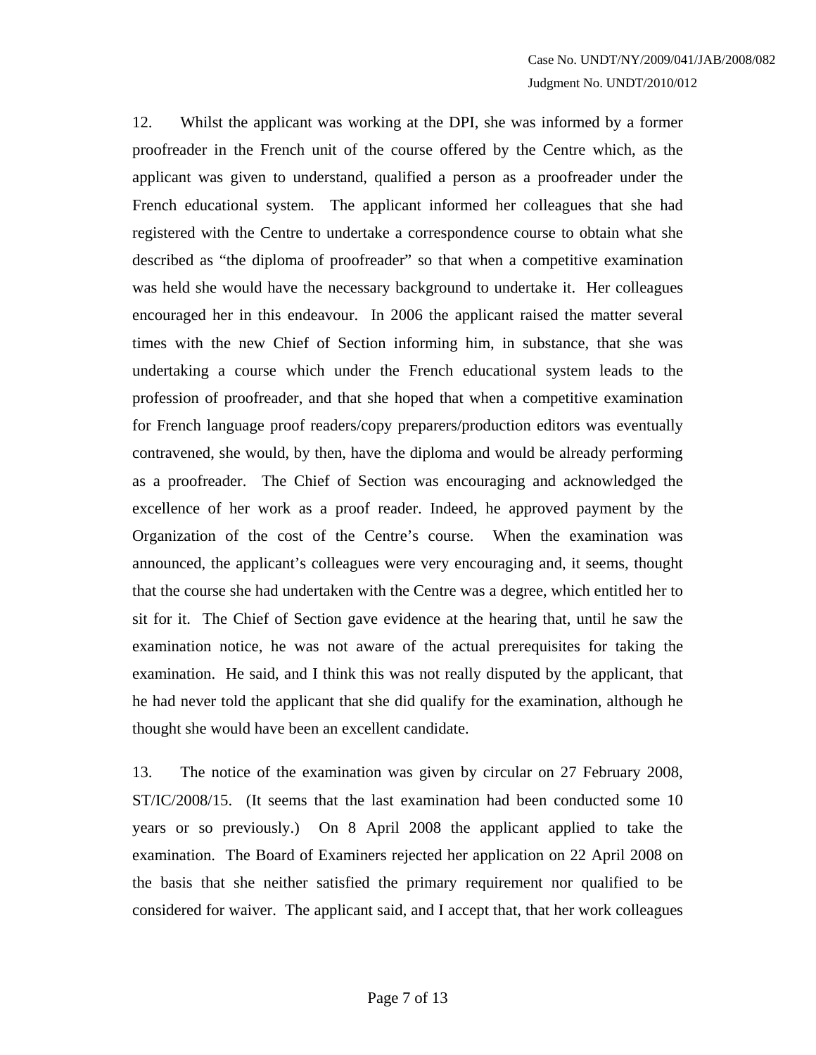12. Whilst the applicant was working at the DPI, she was informed by a former proofreader in the French unit of the course offered by the Centre which, as the applicant was given to understand, qualified a person as a proofreader under the French educational system. The applicant informed her colleagues that she had registered with the Centre to undertake a correspondence course to obtain what she described as "the diploma of proofreader" so that when a competitive examination was held she would have the necessary background to undertake it. Her colleagues encouraged her in this endeavour. In 2006 the applicant raised the matter several times with the new Chief of Section informing him, in substance, that she was undertaking a course which under the French educational system leads to the profession of proofreader, and that she hoped that when a competitive examination for French language proof readers/copy preparers/production editors was eventually contravened, she would, by then, have the diploma and would be already performing as a proofreader. The Chief of Section was encouraging and acknowledged the excellence of her work as a proof reader. Indeed, he approved payment by the Organization of the cost of the Centre's course. When the examination was announced, the applicant's colleagues were very encouraging and, it seems, thought that the course she had undertaken with the Centre was a degree, which entitled her to sit for it. The Chief of Section gave evidence at the hearing that, until he saw the examination notice, he was not aware of the actual prerequisites for taking the examination. He said, and I think this was not really disputed by the applicant, that he had never told the applicant that she did qualify for the examination, although he thought she would have been an excellent candidate.

13. The notice of the examination was given by circular on 27 February 2008, ST/IC/2008/15. (It seems that the last examination had been conducted some 10 years or so previously.) On 8 April 2008 the applicant applied to take the examination. The Board of Examiners rejected her application on 22 April 2008 on the basis that she neither satisfied the primary requirement nor qualified to be considered for waiver. The applicant said, and I accept that, that her work colleagues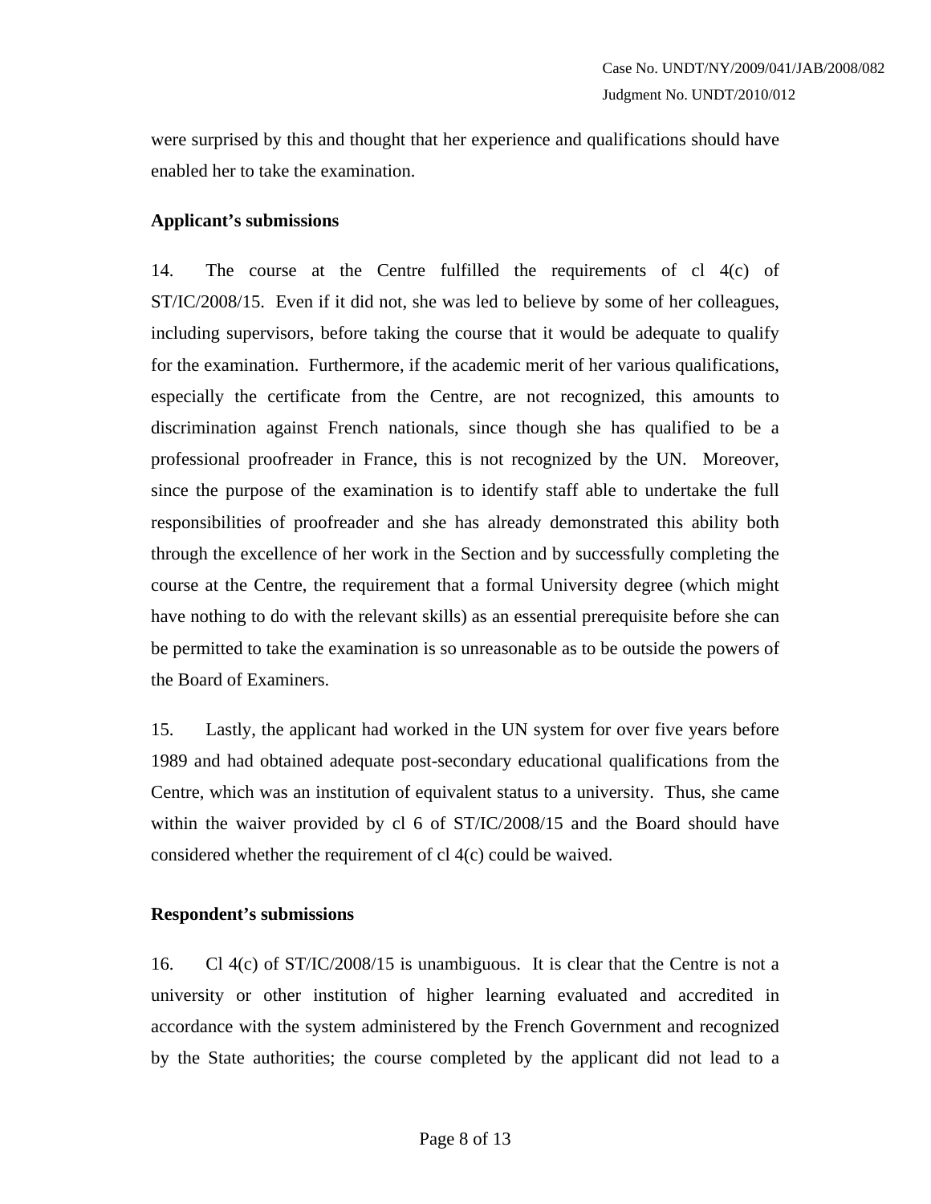were surprised by this and thought that her experience and qualifications should have enabled her to take the examination.

**Applicant's submissions**

14. The course at the Centre fulfilled the requirements of cl 4(c) of ST/IC/2008/15. Even if it did not, she was led to believe by some of her colleagues, including supervisors, before taking the course that it would be adequate to qualify for the examination. Furthermore, if the academic merit of her various qualifications, especially the certificate from the Centre, are not recognized, this amounts to discrimination against French nationals, since though she has qualified to be a professional proofreader in France, this is not recognized by the UN. Moreover, since the purpose of the examination is to identify staff able to undertake the full responsibilities of proofreader and she has already demonstrated this ability both through the excellence of her work in the Section and by successfully completing the course at the Centre, the requirement that a formal University degree (which might have nothing to do with the relevant skills) as an essential prerequisite before she can be permitted to take the examination is so unreasonable as to be outside the powers of the Board of Examiners.

15. Lastly, the applicant had worked in the UN system for over five years before 1989 and had obtained adequate post-secondary educational qualifications from the Centre, which was an institution of equivalent status to a university. Thus, she came within the waiver provided by cl 6 of ST/IC/2008/15 and the Board should have considered whether the requirement of cl 4(c) could be waived.

**Respondent's submissions**

16. Cl 4(c) of ST/IC/2008/15 is unambiguous. It is clear that the Centre is not a university or other institution of higher learning evaluated and accredited in accordance with the system administered by the French Government and recognized by the State authorities; the course completed by the applicant did not lead to a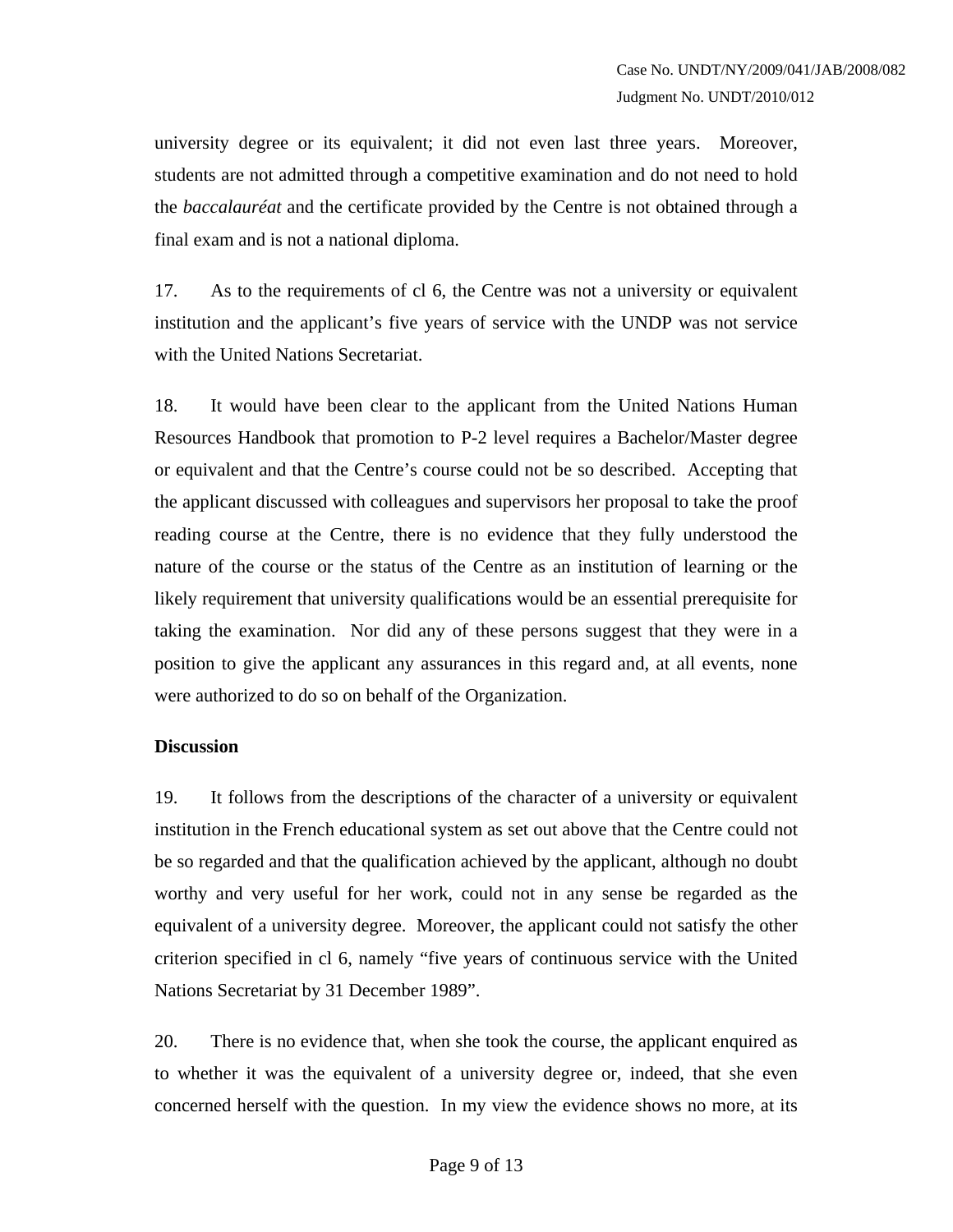university degree or its equivalent; it did not even last three years. Moreover, students are not admitted through a competitive examination and do not need to hold the *baccalauréat* and the certificate provided by the Centre is not obtained through a final exam and is not a national diploma.

17. As to the requirements of cl 6, the Centre was not a university or equivalent institution and the applicant's five years of service with the UNDP was not service with the United Nations Secretariat.

18. It would have been clear to the applicant from the United Nations Human Resources Handbook that promotion to P-2 level requires a Bachelor/Master degree or equivalent and that the Centre's course could not be so described. Accepting that the applicant discussed with colleagues and supervisors her proposal to take the proof reading course at the Centre, there is no evidence that they fully understood the nature of the course or the status of the Centre as an institution of learning or the likely requirement that university qualifications would be an essential prerequisite for taking the examination. Nor did any of these persons suggest that they were in a position to give the applicant any assurances in this regard and, at all events, none were authorized to do so on behalf of the Organization.

**Discussion**

19. It follows from the descriptions of the character of a university or equivalent institution in the French educational system as set out above that the Centre could not be so regarded and that the qualification achieved by the applicant, although no doubt worthy and very useful for her work, could not in any sense be regarded as the equivalent of a university degree. Moreover, the applicant could not satisfy the other criterion specified in cl 6, namely "five years of continuous service with the United Nations Secretariat by 31 December 1989".

20. There is no evidence that, when she took the course, the applicant enquired as to whether it was the equivalent of a university degree or, indeed, that she even concerned herself with the question. In my view the evidence shows no more, at its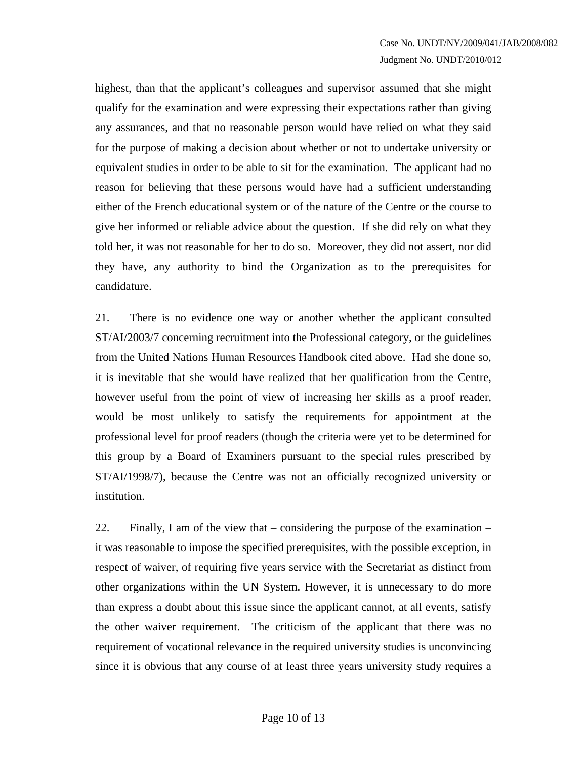highest, than that the applicant's colleagues and supervisor assumed that she might qualify for the examination and were expressing their expectations rather than giving any assurances, and that no reasonable person would have relied on what they said for the purpose of making a decision about whether or not to undertake university or equivalent studies in order to be able to sit for the examination. The applicant had no reason for believing that these persons would have had a sufficient understanding either of the French educational system or of the nature of the Centre or the course to give her informed or reliable advice about the question. If she did rely on what they told her, it was not reasonable for her to do so. Moreover, they did not assert, nor did they have, any authority to bind the Organization as to the prerequisites for candidature.

21. There is no evidence one way or another whether the applicant consulted ST/AI/2003/7 concerning recruitment into the Professional category, or the guidelines from the United Nations Human Resources Handbook cited above. Had she done so, it is inevitable that she would have realized that her qualification from the Centre, however useful from the point of view of increasing her skills as a proof reader, would be most unlikely to satisfy the requirements for appointment at the professional level for proof readers (though the criteria were yet to be determined for this group by a Board of Examiners pursuant to the special rules prescribed by ST/AI/1998/7), because the Centre was not an officially recognized university or institution.

22. Finally, I am of the view that – considering the purpose of the examination – it was reasonable to impose the specified prerequisites, with the possible exception, in respect of waiver, of requiring five years service with the Secretariat as distinct from other organizations within the UN System. However, it is unnecessary to do more than express a doubt about this issue since the applicant cannot, at all events, satisfy the other waiver requirement. The criticism of the applicant that there was no requirement of vocational relevance in the required university studies is unconvincing since it is obvious that any course of at least three years university study requires a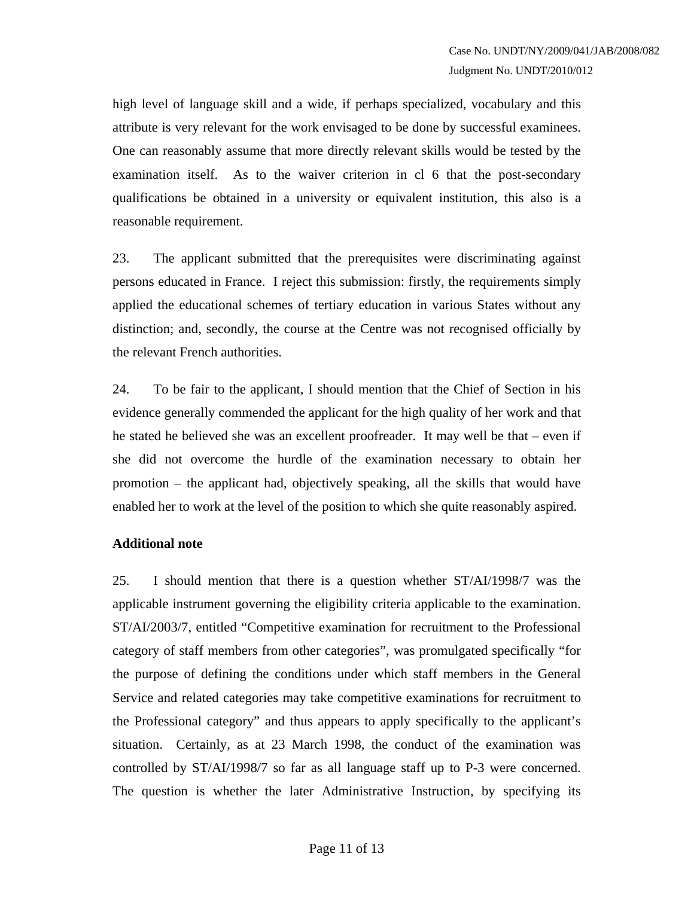high level of language skill and a wide, if perhaps specialized, vocabulary and this attribute is very relevant for the work envisaged to be done by successful examinees. One can reasonably assume that more directly relevant skills would be tested by the examination itself. As to the waiver criterion in cl 6 that the post-secondary qualifications be obtained in a university or equivalent institution, this also is a reasonable requirement.

23. The applicant submitted that the prerequisites were discriminating against persons educated in France. I reject this submission: firstly, the requirements simply applied the educational schemes of tertiary education in various States without any distinction; and, secondly, the course at the Centre was not recognised officially by the relevant French authorities.

24. To be fair to the applicant, I should mention that the Chief of Section in his evidence generally commended the applicant for the high quality of her work and that he stated he believed she was an excellent proofreader. It may well be that – even if she did not overcome the hurdle of the examination necessary to obtain her promotion – the applicant had, objectively speaking, all the skills that would have enabled her to work at the level of the position to which she quite reasonably aspired.

**Additional note**

25. I should mention that there is a question whether ST/AI/1998/7 was the applicable instrument governing the eligibility criteria applicable to the examination. ST/AI/2003/7, entitled "Competitive examination for recruitment to the Professional category of staff members from other categories", was promulgated specifically "for the purpose of defining the conditions under which staff members in the General Service and related categories may take competitive examinations for recruitment to the Professional category" and thus appears to apply specifically to the applicant's situation. Certainly, as at 23 March 1998, the conduct of the examination was controlled by ST/AI/1998/7 so far as all language staff up to P-3 were concerned. The question is whether the later Administrative Instruction, by specifying its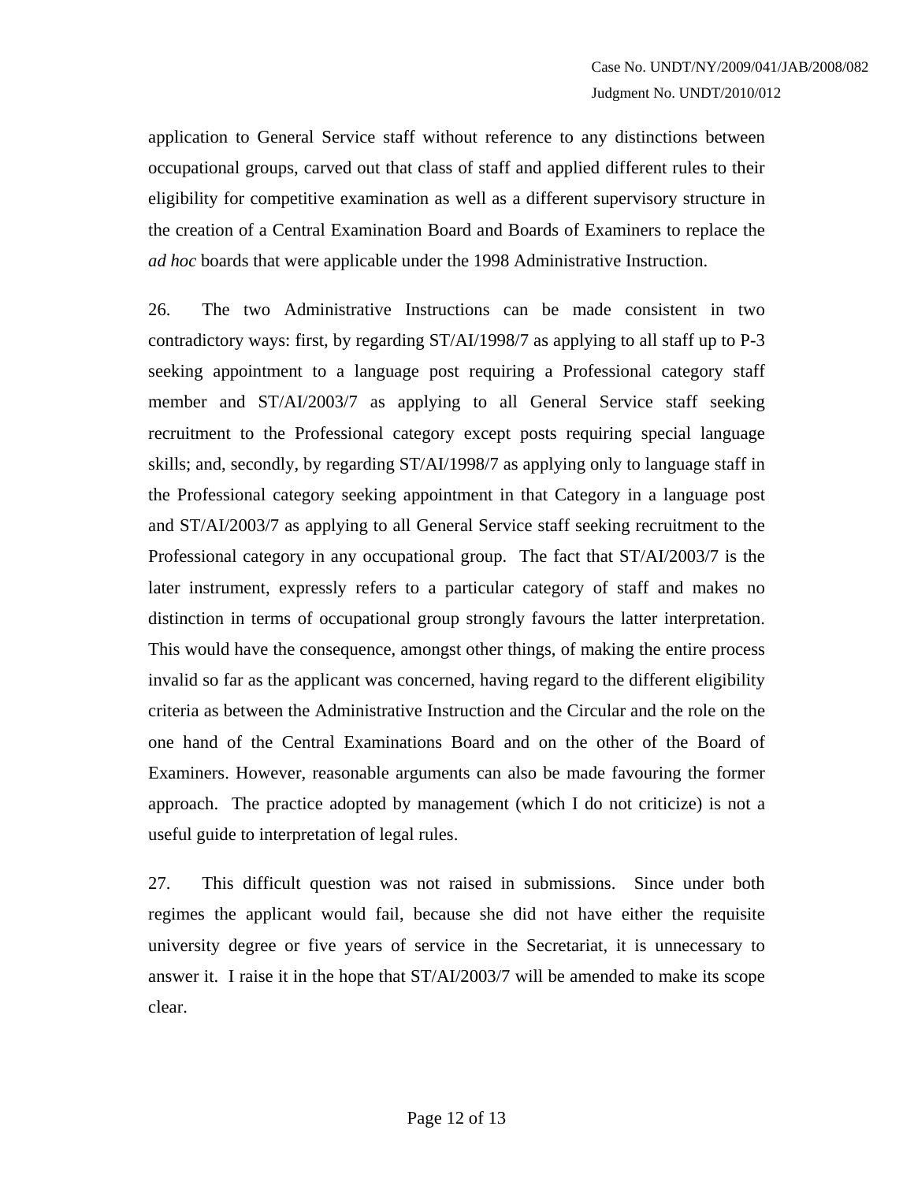application to General Service staff without reference to any distinctions between occupational groups, carved out that class of staff and applied different rules to their eligibility for competitive examination as well as a different supervisory structure in the creation of a Central Examination Board and Boards of Examiners to replace the *ad hoc* boards that were applicable under the 1998 Administrative Instruction.

26. The two Administrative Instructions can be made consistent in two contradictory ways: first, by regarding ST/AI/1998/7 as applying to all staff up to P-3 seeking appointment to a language post requiring a Professional category staff member and ST/AI/2003/7 as applying to all General Service staff seeking recruitment to the Professional category except posts requiring special language skills; and, secondly, by regarding ST/AI/1998/7 as applying only to language staff in the Professional category seeking appointment in that Category in a language post and ST/AI/2003/7 as applying to all General Service staff seeking recruitment to the Professional category in any occupational group. The fact that ST/AI/2003/7 is the later instrument, expressly refers to a particular category of staff and makes no distinction in terms of occupational group strongly favours the latter interpretation. This would have the consequence, amongst other things, of making the entire process invalid so far as the applicant was concerned, having regard to the different eligibility criteria as between the Administrative Instruction and the Circular and the role on the one hand of the Central Examinations Board and on the other of the Board of Examiners. However, reasonable arguments can also be made favouring the former approach. The practice adopted by management (which I do not criticize) is not a useful guide to interpretation of legal rules.

27. This difficult question was not raised in submissions. Since under both regimes the applicant would fail, because she did not have either the requisite university degree or five years of service in the Secretariat, it is unnecessary to answer it. I raise it in the hope that ST/AI/2003/7 will be amended to make its scope clear.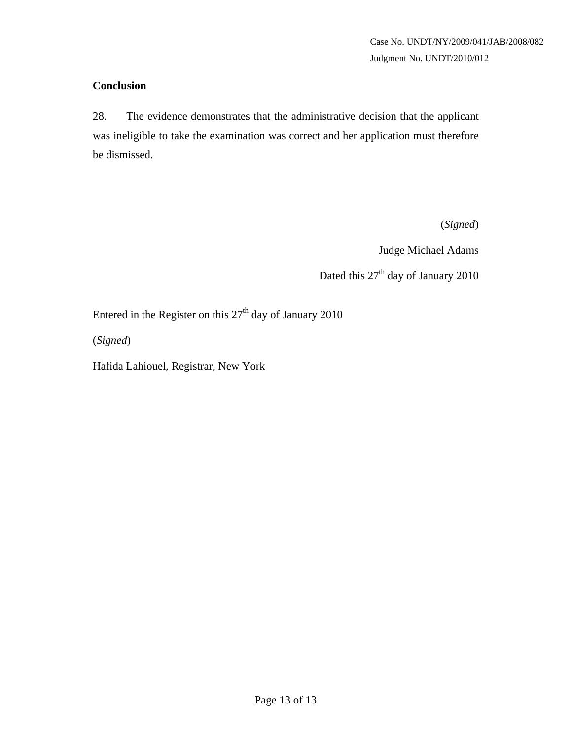**Conclusion**

28. The evidence demonstrates that the administrative decision that the applicant was ineligible to take the examination was correct and her application must therefore be dismissed.

(*Signed*)

Judge Michael Adams

Dated this 27th day of January 2010

Entered in the Register on this 27th day of January 2010

(*Signed*)

Hafida Lahiouel, Registrar, New York